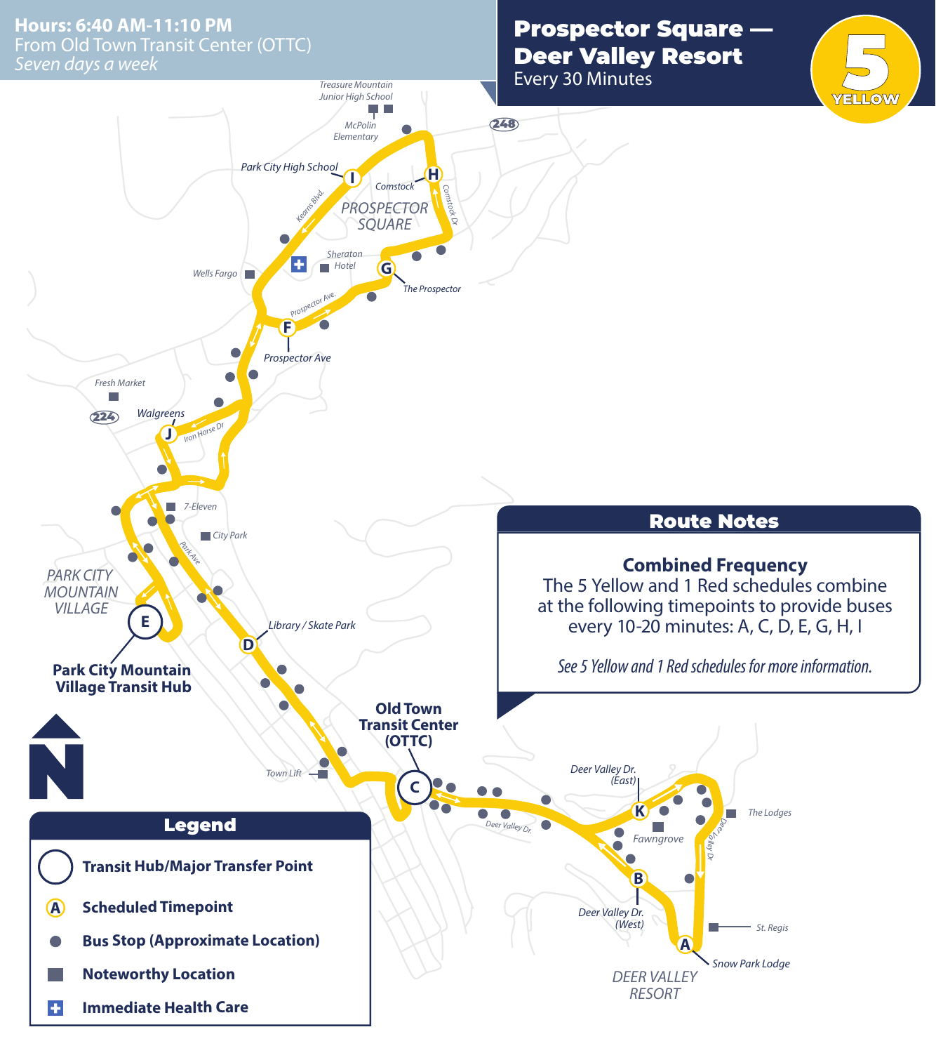**Hours: 6:40 AM-11:10 PM**
From Old Town Transit Center (OTTC)
*Seven days a week*

# Prospector Square — Deer Valley Resort

Every 30 Minutes

**5 YELLOW**

- A — Snow Park Lodge
- B — Deer Valley Dr. (West)
- C — Old Town Transit Center (OTTC)
- D — Library / Skate Park
- E — Park City Mountain Village Transit Hub
- F — Prospector Ave
- G — The Prospector
- H — Comstock
- I — Park City High School
- J — Walgreens
- K — Deer Valley Dr. (East)

Noteworthy locations: Treasure Mountain Junior High School, McPolin Elementary, Sheraton Hotel, Wells Fargo, Fresh Market, 7-Eleven, City Park, Town Lift, Fawngrove, The Lodges, St. Regis

Areas: Prospector Square, Park City Mountain Village, Deer Valley Resort

Streets: Kearns Blvd., Comstock Dr, Prospector Ave., Iron Horse Dr, Park Ave, Deer Valley Dr., Deer Valley Dr; Highways 224, 248

## Route Notes

**Combined Frequency**

The 5 Yellow and 1 Red schedules combine at the following timepoints to provide buses every 10-20 minutes: A, C, D, E, G, H, I

*See 5 Yellow and 1 Red schedules for more information.*

## Legend

- Transit Hub/Major Transfer Point
- Scheduled Timepoint
- Bus Stop (Approximate Location)
- Noteworthy Location
- Immediate Health Care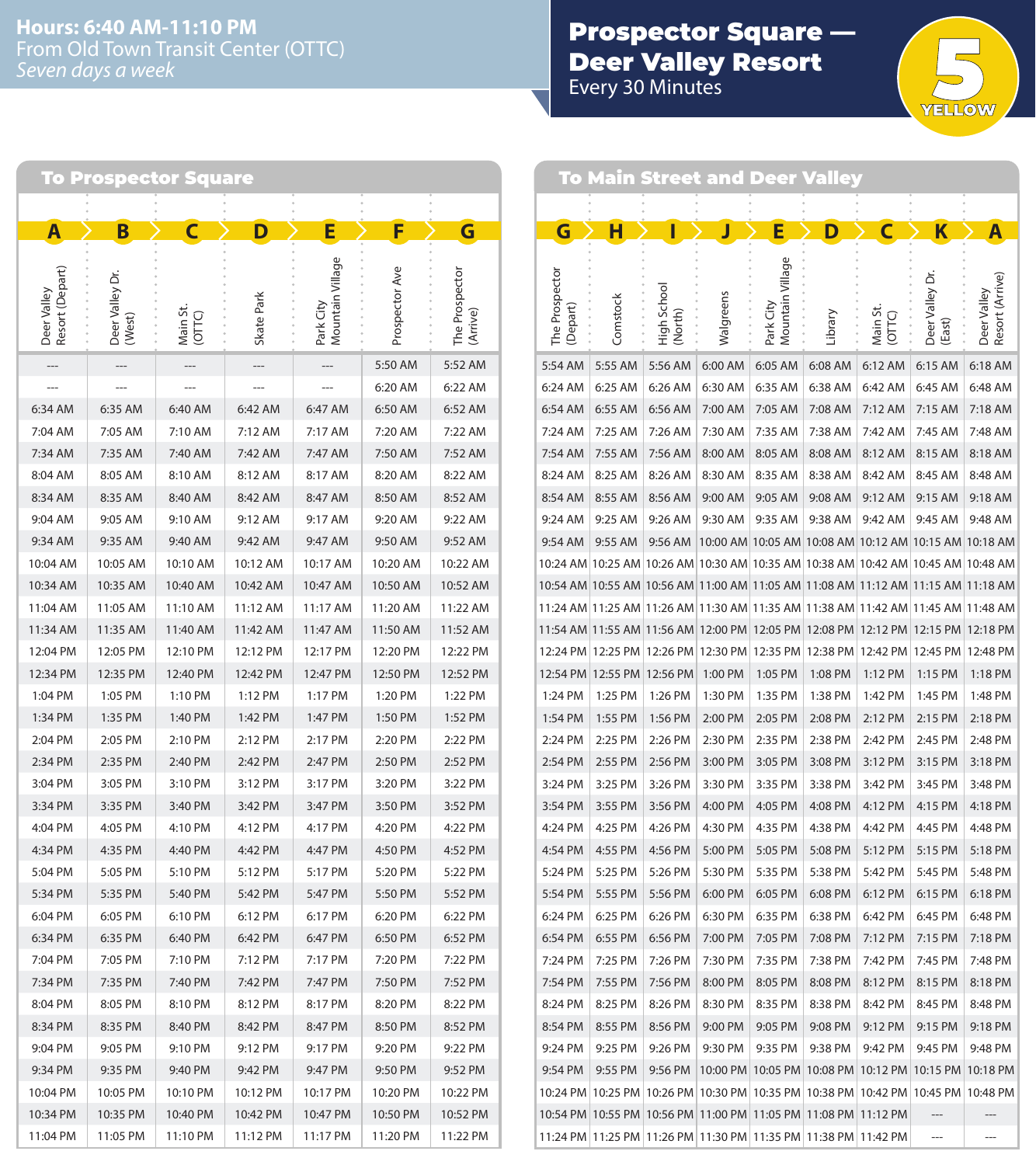**Hours: 6:40 AM-11:10 PM**
From Old Town Transit Center (OTTC)
*Seven days a week*

# Prospector Square — Deer Valley Resort

Every 30 Minutes

**5 YELLOW**

## To Prospector Square

| A<br>Deer Valley Resort (Depart) | B<br>Deer Valley Dr. (West) | C<br>Main St. (OTTC) | D<br>Skate Park | E<br>Park City Mountain Village | F<br>Prospector Ave | G<br>The Prospector (Arrive) |
|---|---|---|---|---|---|---|
| --- | --- | --- | --- | --- | 5:50 AM | 5:52 AM |
| --- | --- | --- | --- | --- | 6:20 AM | 6:22 AM |
| 6:34 AM | 6:35 AM | 6:40 AM | 6:42 AM | 6:47 AM | 6:50 AM | 6:52 AM |
| 7:04 AM | 7:05 AM | 7:10 AM | 7:12 AM | 7:17 AM | 7:20 AM | 7:22 AM |
| 7:34 AM | 7:35 AM | 7:40 AM | 7:42 AM | 7:47 AM | 7:50 AM | 7:52 AM |
| 8:04 AM | 8:05 AM | 8:10 AM | 8:12 AM | 8:17 AM | 8:20 AM | 8:22 AM |
| 8:34 AM | 8:35 AM | 8:40 AM | 8:42 AM | 8:47 AM | 8:50 AM | 8:52 AM |
| 9:04 AM | 9:05 AM | 9:10 AM | 9:12 AM | 9:17 AM | 9:20 AM | 9:22 AM |
| 9:34 AM | 9:35 AM | 9:40 AM | 9:42 AM | 9:47 AM | 9:50 AM | 9:52 AM |
| 10:04 AM | 10:05 AM | 10:10 AM | 10:12 AM | 10:17 AM | 10:20 AM | 10:22 AM |
| 10:34 AM | 10:35 AM | 10:40 AM | 10:42 AM | 10:47 AM | 10:50 AM | 10:52 AM |
| 11:04 AM | 11:05 AM | 11:10 AM | 11:12 AM | 11:17 AM | 11:20 AM | 11:22 AM |
| 11:34 AM | 11:35 AM | 11:40 AM | 11:42 AM | 11:47 AM | 11:50 AM | 11:52 AM |
| 12:04 PM | 12:05 PM | 12:10 PM | 12:12 PM | 12:17 PM | 12:20 PM | 12:22 PM |
| 12:34 PM | 12:35 PM | 12:40 PM | 12:42 PM | 12:47 PM | 12:50 PM | 12:52 PM |
| 1:04 PM | 1:05 PM | 1:10 PM | 1:12 PM | 1:17 PM | 1:20 PM | 1:22 PM |
| 1:34 PM | 1:35 PM | 1:40 PM | 1:42 PM | 1:47 PM | 1:50 PM | 1:52 PM |
| 2:04 PM | 2:05 PM | 2:10 PM | 2:12 PM | 2:17 PM | 2:20 PM | 2:22 PM |
| 2:34 PM | 2:35 PM | 2:40 PM | 2:42 PM | 2:47 PM | 2:50 PM | 2:52 PM |
| 3:04 PM | 3:05 PM | 3:10 PM | 3:12 PM | 3:17 PM | 3:20 PM | 3:22 PM |
| 3:34 PM | 3:35 PM | 3:40 PM | 3:42 PM | 3:47 PM | 3:50 PM | 3:52 PM |
| 4:04 PM | 4:05 PM | 4:10 PM | 4:12 PM | 4:17 PM | 4:20 PM | 4:22 PM |
| 4:34 PM | 4:35 PM | 4:40 PM | 4:42 PM | 4:47 PM | 4:50 PM | 4:52 PM |
| 5:04 PM | 5:05 PM | 5:10 PM | 5:12 PM | 5:17 PM | 5:20 PM | 5:22 PM |
| 5:34 PM | 5:35 PM | 5:40 PM | 5:42 PM | 5:47 PM | 5:50 PM | 5:52 PM |
| 6:04 PM | 6:05 PM | 6:10 PM | 6:12 PM | 6:17 PM | 6:20 PM | 6:22 PM |
| 6:34 PM | 6:35 PM | 6:40 PM | 6:42 PM | 6:47 PM | 6:50 PM | 6:52 PM |
| 7:04 PM | 7:05 PM | 7:10 PM | 7:12 PM | 7:17 PM | 7:20 PM | 7:22 PM |
| 7:34 PM | 7:35 PM | 7:40 PM | 7:42 PM | 7:47 PM | 7:50 PM | 7:52 PM |
| 8:04 PM | 8:05 PM | 8:10 PM | 8:12 PM | 8:17 PM | 8:20 PM | 8:22 PM |
| 8:34 PM | 8:35 PM | 8:40 PM | 8:42 PM | 8:47 PM | 8:50 PM | 8:52 PM |
| 9:04 PM | 9:05 PM | 9:10 PM | 9:12 PM | 9:17 PM | 9:20 PM | 9:22 PM |
| 9:34 PM | 9:35 PM | 9:40 PM | 9:42 PM | 9:47 PM | 9:50 PM | 9:52 PM |
| 10:04 PM | 10:05 PM | 10:10 PM | 10:12 PM | 10:17 PM | 10:20 PM | 10:22 PM |
| 10:34 PM | 10:35 PM | 10:40 PM | 10:42 PM | 10:47 PM | 10:50 PM | 10:52 PM |
| 11:04 PM | 11:05 PM | 11:10 PM | 11:12 PM | 11:17 PM | 11:20 PM | 11:22 PM |

## To Main Street and Deer Valley

| G<br>The Prospector (Depart) | H<br>Comstock | I<br>High School (North) | J<br>Walgreens | E<br>Park City Mountain Village | D<br>Library | C<br>Main St. (OTTC) | K<br>Deer Valley Dr. (East) | A<br>Deer Valley Resort (Arrive) |
|---|---|---|---|---|---|---|---|---|
| 5:54 AM | 5:55 AM | 5:56 AM | 6:00 AM | 6:05 AM | 6:08 AM | 6:12 AM | 6:15 AM | 6:18 AM |
| 6:24 AM | 6:25 AM | 6:26 AM | 6:30 AM | 6:35 AM | 6:38 AM | 6:42 AM | 6:45 AM | 6:48 AM |
| 6:54 AM | 6:55 AM | 6:56 AM | 7:00 AM | 7:05 AM | 7:08 AM | 7:12 AM | 7:15 AM | 7:18 AM |
| 7:24 AM | 7:25 AM | 7:26 AM | 7:30 AM | 7:35 AM | 7:38 AM | 7:42 AM | 7:45 AM | 7:48 AM |
| 7:54 AM | 7:55 AM | 7:56 AM | 8:00 AM | 8:05 AM | 8:08 AM | 8:12 AM | 8:15 AM | 8:18 AM |
| 8:24 AM | 8:25 AM | 8:26 AM | 8:30 AM | 8:35 AM | 8:38 AM | 8:42 AM | 8:45 AM | 8:48 AM |
| 8:54 AM | 8:55 AM | 8:56 AM | 9:00 AM | 9:05 AM | 9:08 AM | 9:12 AM | 9:15 AM | 9:18 AM |
| 9:24 AM | 9:25 AM | 9:26 AM | 9:30 AM | 9:35 AM | 9:38 AM | 9:42 AM | 9:45 AM | 9:48 AM |
| 9:54 AM | 9:55 AM | 9:56 AM | 10:00 AM | 10:05 AM | 10:08 AM | 10:12 AM | 10:15 AM | 10:18 AM |
| 10:24 AM | 10:25 AM | 10:26 AM | 10:30 AM | 10:35 AM | 10:38 AM | 10:42 AM | 10:45 AM | 10:48 AM |
| 10:54 AM | 10:55 AM | 10:56 AM | 11:00 AM | 11:05 AM | 11:08 AM | 11:12 AM | 11:15 AM | 11:18 AM |
| 11:24 AM | 11:25 AM | 11:26 AM | 11:30 AM | 11:35 AM | 11:38 AM | 11:42 AM | 11:45 AM | 11:48 AM |
| 11:54 AM | 11:55 AM | 11:56 AM | 12:00 PM | 12:05 PM | 12:08 PM | 12:12 PM | 12:15 PM | 12:18 PM |
| 12:24 PM | 12:25 PM | 12:26 PM | 12:30 PM | 12:35 PM | 12:38 PM | 12:42 PM | 12:45 PM | 12:48 PM |
| 12:54 PM | 12:55 PM | 12:56 PM | 1:00 PM | 1:05 PM | 1:08 PM | 1:12 PM | 1:15 PM | 1:18 PM |
| 1:24 PM | 1:25 PM | 1:26 PM | 1:30 PM | 1:35 PM | 1:38 PM | 1:42 PM | 1:45 PM | 1:48 PM |
| 1:54 PM | 1:55 PM | 1:56 PM | 2:00 PM | 2:05 PM | 2:08 PM | 2:12 PM | 2:15 PM | 2:18 PM |
| 2:24 PM | 2:25 PM | 2:26 PM | 2:30 PM | 2:35 PM | 2:38 PM | 2:42 PM | 2:45 PM | 2:48 PM |
| 2:54 PM | 2:55 PM | 2:56 PM | 3:00 PM | 3:05 PM | 3:08 PM | 3:12 PM | 3:15 PM | 3:18 PM |
| 3:24 PM | 3:25 PM | 3:26 PM | 3:30 PM | 3:35 PM | 3:38 PM | 3:42 PM | 3:45 PM | 3:48 PM |
| 3:54 PM | 3:55 PM | 3:56 PM | 4:00 PM | 4:05 PM | 4:08 PM | 4:12 PM | 4:15 PM | 4:18 PM |
| 4:24 PM | 4:25 PM | 4:26 PM | 4:30 PM | 4:35 PM | 4:38 PM | 4:42 PM | 4:45 PM | 4:48 PM |
| 4:54 PM | 4:55 PM | 4:56 PM | 5:00 PM | 5:05 PM | 5:08 PM | 5:12 PM | 5:15 PM | 5:18 PM |
| 5:24 PM | 5:25 PM | 5:26 PM | 5:30 PM | 5:35 PM | 5:38 PM | 5:42 PM | 5:45 PM | 5:48 PM |
| 5:54 PM | 5:55 PM | 5:56 PM | 6:00 PM | 6:05 PM | 6:08 PM | 6:12 PM | 6:15 PM | 6:18 PM |
| 6:24 PM | 6:25 PM | 6:26 PM | 6:30 PM | 6:35 PM | 6:38 PM | 6:42 PM | 6:45 PM | 6:48 PM |
| 6:54 PM | 6:55 PM | 6:56 PM | 7:00 PM | 7:05 PM | 7:08 PM | 7:12 PM | 7:15 PM | 7:18 PM |
| 7:24 PM | 7:25 PM | 7:26 PM | 7:30 PM | 7:35 PM | 7:38 PM | 7:42 PM | 7:45 PM | 7:48 PM |
| 7:54 PM | 7:55 PM | 7:56 PM | 8:00 PM | 8:05 PM | 8:08 PM | 8:12 PM | 8:15 PM | 8:18 PM |
| 8:24 PM | 8:25 PM | 8:26 PM | 8:30 PM | 8:35 PM | 8:38 PM | 8:42 PM | 8:45 PM | 8:48 PM |
| 8:54 PM | 8:55 PM | 8:56 PM | 9:00 PM | 9:05 PM | 9:08 PM | 9:12 PM | 9:15 PM | 9:18 PM |
| 9:24 PM | 9:25 PM | 9:26 PM | 9:30 PM | 9:35 PM | 9:38 PM | 9:42 PM | 9:45 PM | 9:48 PM |
| 9:54 PM | 9:55 PM | 9:56 PM | 10:00 PM | 10:05 PM | 10:08 PM | 10:12 PM | 10:15 PM | 10:18 PM |
| 10:24 PM | 10:25 PM | 10:26 PM | 10:30 PM | 10:35 PM | 10:38 PM | 10:42 PM | 10:45 PM | 10:48 PM |
| 10:54 PM | 10:55 PM | 10:56 PM | 11:00 PM | 11:05 PM | 11:08 PM | 11:12 PM | --- | --- |
| 11:24 PM | 11:25 PM | 11:26 PM | 11:30 PM | 11:35 PM | 11:38 PM | 11:42 PM | --- | --- |